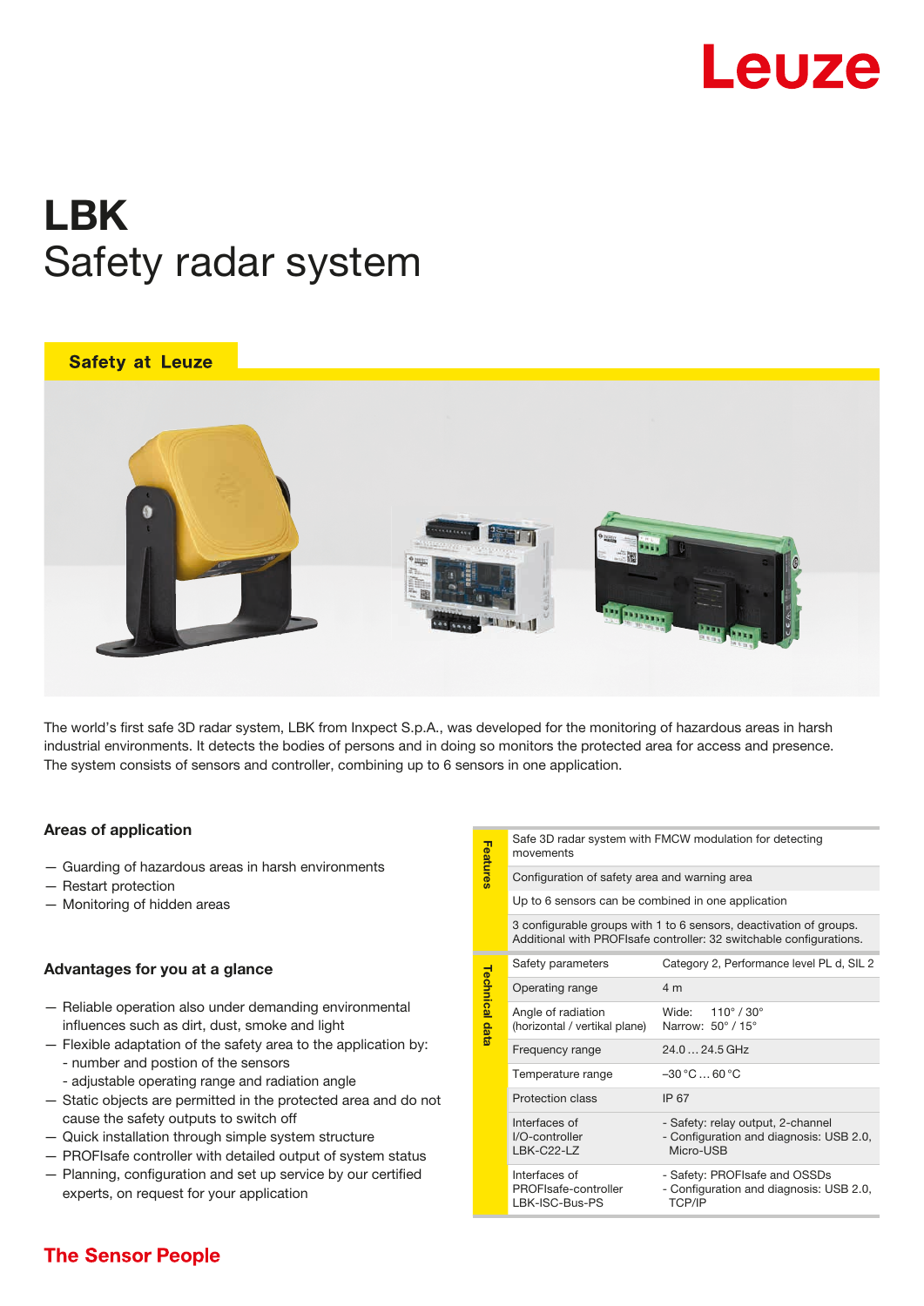Leuze

# LBK
## Safety radar system

**Safety at Leuze**

The world's first safe 3D radar system, LBK from Inxpect S.p.A., was developed for the monitoring of hazardous areas in harsh industrial environments. It detects the bodies of persons and in doing so monitors the protected area for access and presence. The system consists of sensors and controller, combining up to 6 sensors in one application.

### Areas of application

- Guarding of hazardous areas in harsh environments
- Restart protection
- Monitoring of hidden areas

### Advantages for you at a glance

- Reliable operation also under demanding environmental influences such as dirt, dust, smoke and light
- Flexible adaptation of the safety area to the application by:
  - number and postion of the sensors
  - adjustable operating range and radiation angle
- Static objects are permitted in the protected area and do not cause the safety outputs to switch off
- Quick installation through simple system structure
- PROFIsafe controller with detailed output of system status
- Planning, configuration and set up service by our certified experts, on request for your application

| | | |
|---|---|---|
| Features | Safe 3D radar system with FMCW modulation for detecting movements | |
| | Configuration of safety area and warning area | |
| | Up to 6 sensors can be combined in one application | |
| | 3 configurable groups with 1 to 6 sensors, deactivation of groups. Additional with PROFIsafe controller: 32 switchable configurations. | |
| Technical data | Safety parameters | Category 2, Performance level PL d, SIL 2 |
| | Operating range | 4 m |
| | Angle of radiation (horizontal / vertikal plane) | Wide: 110° / 30°<br>Narrow: 50° / 15° |
| | Frequency range | 24.0 … 24.5 GHz |
| | Temperature range | –30 °C … 60 °C |
| | Protection class | IP 67 |
| | Interfaces of I/O-controller LBK-C22-LZ | - Safety: relay output, 2-channel<br>- Configuration and diagnosis: USB 2.0, Micro-USB |
| | Interfaces of PROFIsafe-controller LBK-ISC-Bus-PS | - Safety: PROFIsafe and OSSDs<br>- Configuration and diagnosis: USB 2.0, TCP/IP |

**The Sensor People**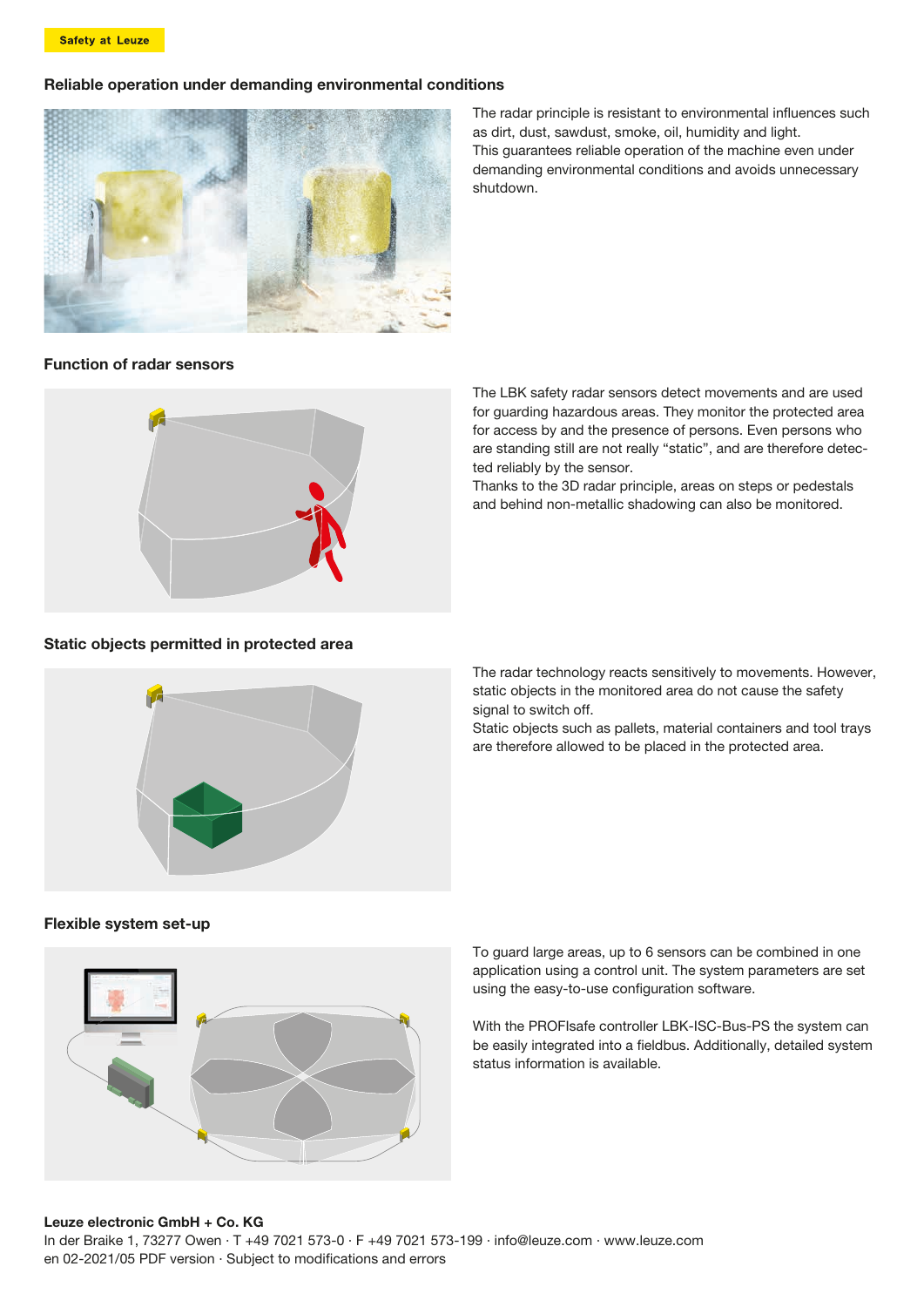Safety at Leuze

## Reliable operation under demanding environmental conditions

The radar principle is resistant to environmental influences such as dirt, dust, sawdust, smoke, oil, humidity and light.
This guarantees reliable operation of the machine even under demanding environmental conditions and avoids unnecessary shutdown.

## Function of radar sensors

The LBK safety radar sensors detect movements and are used for guarding hazardous areas. They monitor the protected area for access by and the presence of persons. Even persons who are standing still are not really "static", and are therefore detected reliably by the sensor.
Thanks to the 3D radar principle, areas on steps or pedestals and behind non-metallic shadowing can also be monitored.

## Static objects permitted in protected area

The radar technology reacts sensitively to movements. However, static objects in the monitored area do not cause the safety signal to switch off.
Static objects such as pallets, material containers and tool trays are therefore allowed to be placed in the protected area.

## Flexible system set-up

To guard large areas, up to 6 sensors can be combined in one application using a control unit. The system parameters are set using the easy-to-use configuration software.

With the PROFIsafe controller LBK-ISC-Bus-PS the system can be easily integrated into a fieldbus. Additionally, detailed system status information is available.

**Leuze electronic GmbH + Co. KG**
In der Braike 1, 73277 Owen · T +49 7021 573-0 · F +49 7021 573-199 · info@leuze.com · www.leuze.com
en 02-2021/05 PDF version · Subject to modifications and errors